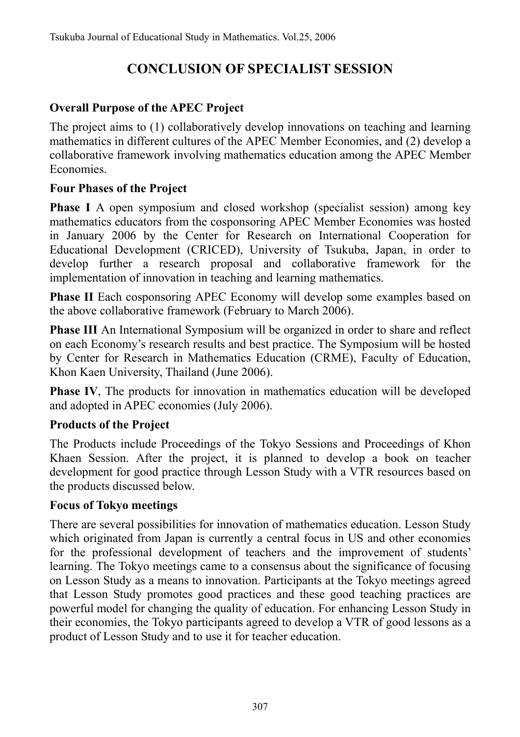# CONCLUSION OF SPECIALIST SESSION

### Overall Purpose of the APEC Project

The project aims to (1) collaboratively develop innovations on teaching and learning mathematics in different cultures of the APEC Member Economies, and (2) develop a collaborative framework involving mathematics education among the APEC Member Economies.

### Four Phases of the Project

**Phase I** A open symposium and closed workshop (specialist session) among key mathematics educators from the cosponsoring APEC Member Economies was hosted in January 2006 by the Center for Research on International Cooperation for Educational Development (CRICED), University of Tsukuba, Japan, in order to develop further a research proposal and collaborative framework for the implementation of innovation in teaching and learning mathematics.

**Phase II** Each cosponsoring APEC Economy will develop some examples based on the above collaborative framework (February to March 2006).

**Phase III** An International Symposium will be organized in order to share and reflect on each Economy's research results and best practice. The Symposium will be hosted by Center for Research in Mathematics Education (CRME), Faculty of Education, Khon Kaen University, Thailand (June 2006).

**Phase IV**, The products for innovation in mathematics education will be developed and adopted in APEC economies (July 2006).

### Products of the Project

The Products include Proceedings of the Tokyo Sessions and Proceedings of Khon Khaen Session. After the project, it is planned to develop a book on teacher development for good practice through Lesson Study with a VTR resources based on the products discussed below.

### Focus of Tokyo meetings

There are several possibilities for innovation of mathematics education. Lesson Study which originated from Japan is currently a central focus in US and other economies for the professional development of teachers and the improvement of students' learning. The Tokyo meetings came to a consensus about the significance of focusing on Lesson Study as a means to innovation. Participants at the Tokyo meetings agreed that Lesson Study promotes good practices and these good teaching practices are powerful model for changing the quality of education. For enhancing Lesson Study in their economies, the Tokyo participants agreed to develop a VTR of good lessons as a product of Lesson Study and to use it for teacher education.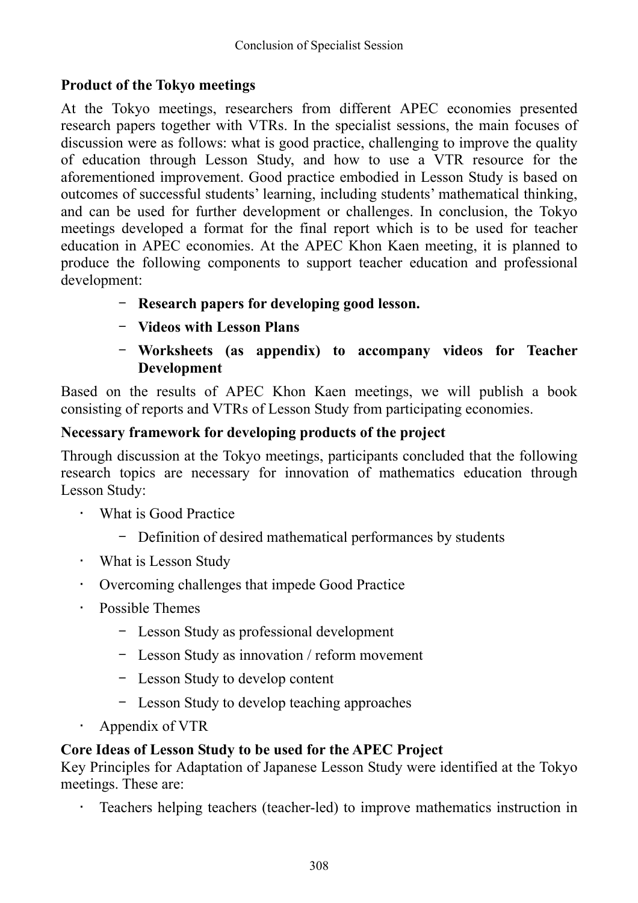## Product of the Tokyo meetings

At the Tokyo meetings, researchers from different APEC economies presented research papers together with VTRs. In the specialist sessions, the main focuses of discussion were as follows: what is good practice, challenging to improve the quality of education through Lesson Study, and how to use a VTR resource for the aforementioned improvement. Good practice embodied in Lesson Study is based on outcomes of successful students' learning, including students' mathematical thinking, and can be used for further development or challenges. In conclusion, the Tokyo meetings developed a format for the final report which is to be used for teacher education in APEC economies. At the APEC Khon Kaen meeting, it is planned to produce the following components to support teacher education and professional development:

- **Research papers for developing good lesson.**
- **Videos with Lesson Plans**
- **Worksheets (as appendix) to accompany videos for Teacher Development**

Based on the results of APEC Khon Kaen meetings, we will publish a book consisting of reports and VTRs of Lesson Study from participating economies.

## Necessary framework for developing products of the project

Through discussion at the Tokyo meetings, participants concluded that the following research topics are necessary for innovation of mathematics education through Lesson Study:

- What is Good Practice
  - Definition of desired mathematical performances by students
- What is Lesson Study
- Overcoming challenges that impede Good Practice
- Possible Themes
  - Lesson Study as professional development
  - Lesson Study as innovation / reform movement
  - Lesson Study to develop content
  - Lesson Study to develop teaching approaches
- Appendix of VTR

## Core Ideas of Lesson Study to be used for the APEC Project

Key Principles for Adaptation of Japanese Lesson Study were identified at the Tokyo meetings. These are:

- Teachers helping teachers (teacher-led) to improve mathematics instruction in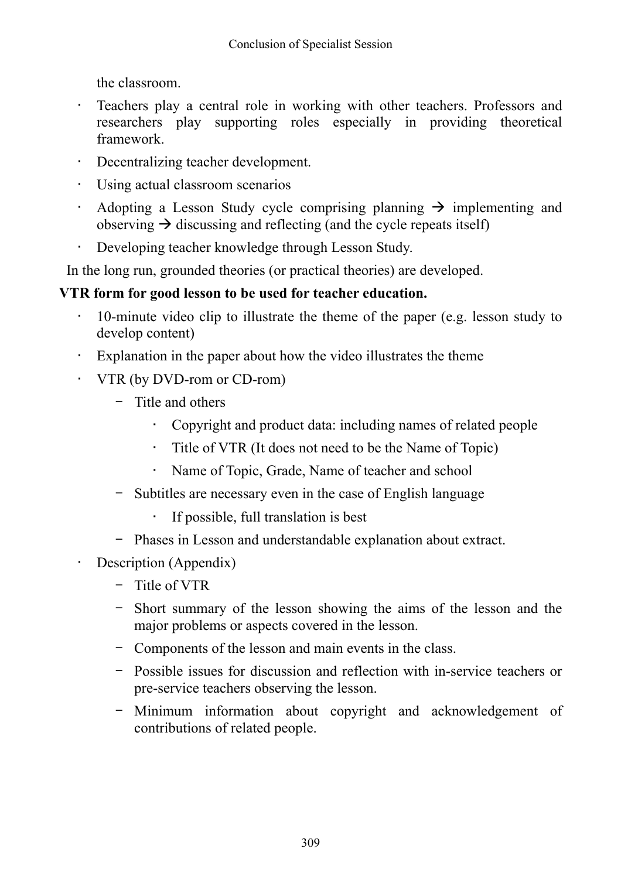the classroom.

- Teachers play a central role in working with other teachers. Professors and researchers play supporting roles especially in providing theoretical framework.
- Decentralizing teacher development.
- Using actual classroom scenarios
- Adopting a Lesson Study cycle comprising planning → implementing and observing → discussing and reflecting (and the cycle repeats itself)
- Developing teacher knowledge through Lesson Study.

In the long run, grounded theories (or practical theories) are developed.

**VTR form for good lesson to be used for teacher education.**

- 10-minute video clip to illustrate the theme of the paper (e.g. lesson study to develop content)
- Explanation in the paper about how the video illustrates the theme
- VTR (by DVD-rom or CD-rom)
  - Title and others
    - Copyright and product data: including names of related people
    - Title of VTR (It does not need to be the Name of Topic)
    - Name of Topic, Grade, Name of teacher and school
  - Subtitles are necessary even in the case of English language
    - If possible, full translation is best
  - Phases in Lesson and understandable explanation about extract.
- Description (Appendix)
  - Title of VTR
  - Short summary of the lesson showing the aims of the lesson and the major problems or aspects covered in the lesson.
  - Components of the lesson and main events in the class.
  - Possible issues for discussion and reflection with in-service teachers or pre-service teachers observing the lesson.
  - Minimum information about copyright and acknowledgement of contributions of related people.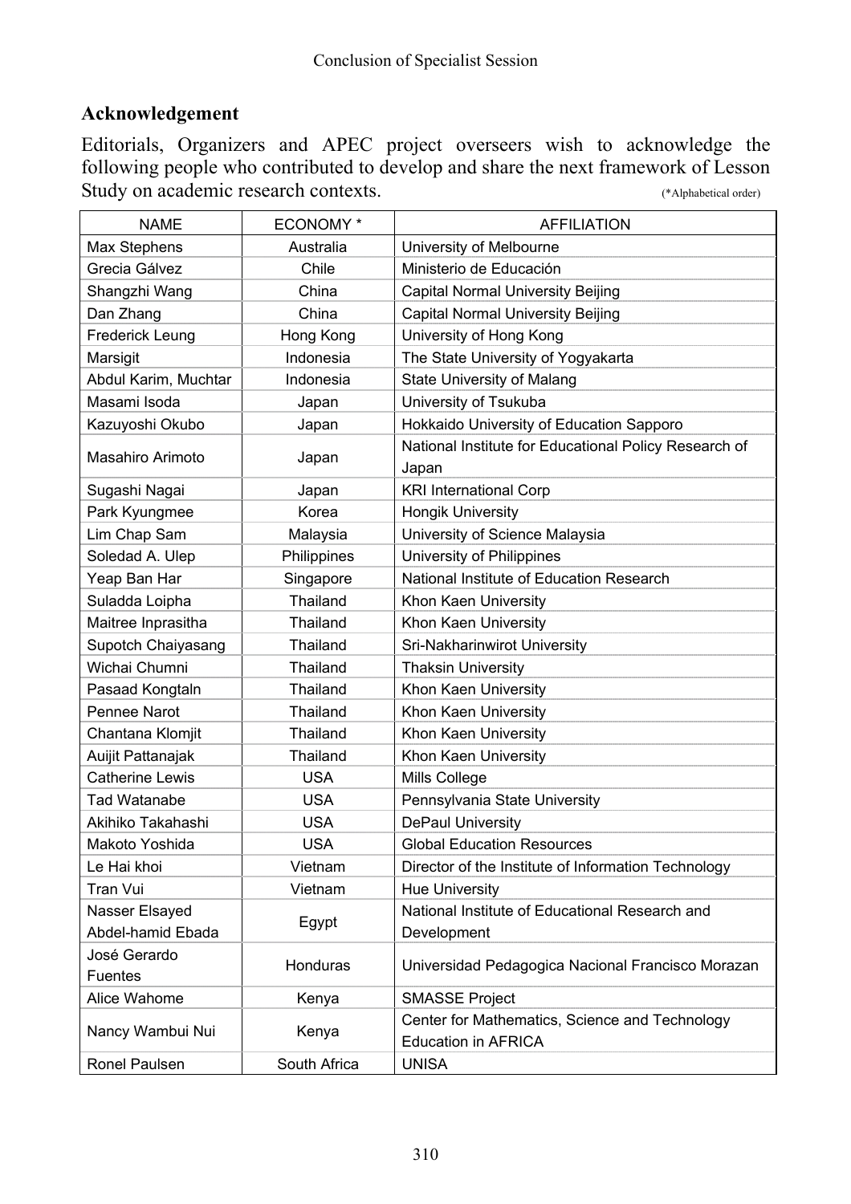## Acknowledgement

Editorials, Organizers and APEC project overseers wish to acknowledge the following people who contributed to develop and share the next framework of Lesson Study on academic research contexts. (*Alphabetical order)

| NAME | ECONOMY * | AFFILIATION |
|---|---|---|
| Max Stephens | Australia | University of Melbourne |
| Grecia Gálvez | Chile | Ministerio de Educación |
| Shangzhi Wang | China | Capital Normal University Beijing |
| Dan Zhang | China | Capital Normal University Beijing |
| Frederick Leung | Hong Kong | University of Hong Kong |
| Marsigit | Indonesia | The State University of Yogyakarta |
| Abdul Karim, Muchtar | Indonesia | State University of Malang |
| Masami Isoda | Japan | University of Tsukuba |
| Kazuyoshi Okubo | Japan | Hokkaido University of Education Sapporo |
| Masahiro Arimoto | Japan | National Institute for Educational Policy Research of Japan |
| Sugashi Nagai | Japan | KRI International Corp |
| Park Kyungmee | Korea | Hongik University |
| Lim Chap Sam | Malaysia | University of Science Malaysia |
| Soledad A. Ulep | Philippines | University of Philippines |
| Yeap Ban Har | Singapore | National Institute of Education Research |
| Suladda Loipha | Thailand | Khon Kaen University |
| Maitree Inprasitha | Thailand | Khon Kaen University |
| Supotch Chaiyasang | Thailand | Sri-Nakharinwirot University |
| Wichai Chumni | Thailand | Thaksin University |
| Pasaad Kongtaln | Thailand | Khon Kaen University |
| Pennee Narot | Thailand | Khon Kaen University |
| Chantana Klomjit | Thailand | Khon Kaen University |
| Auijit Pattanajak | Thailand | Khon Kaen University |
| Catherine Lewis | USA | Mills College |
| Tad Watanabe | USA | Pennsylvania State University |
| Akihiko Takahashi | USA | DePaul University |
| Makoto Yoshida | USA | Global Education Resources |
| Le Hai khoi | Vietnam | Director of the Institute of Information Technology |
| Tran Vui | Vietnam | Hue University |
| Nasser Elsayed Abdel-hamid Ebada | Egypt | National Institute of Educational Research and Development |
| José Gerardo Fuentes | Honduras | Universidad Pedagogica Nacional Francisco Morazan |
| Alice Wahome | Kenya | SMASSE Project |
| Nancy Wambui Nui | Kenya | Center for Mathematics, Science and Technology Education in AFRICA |
| Ronel Paulsen | South Africa | UNISA |